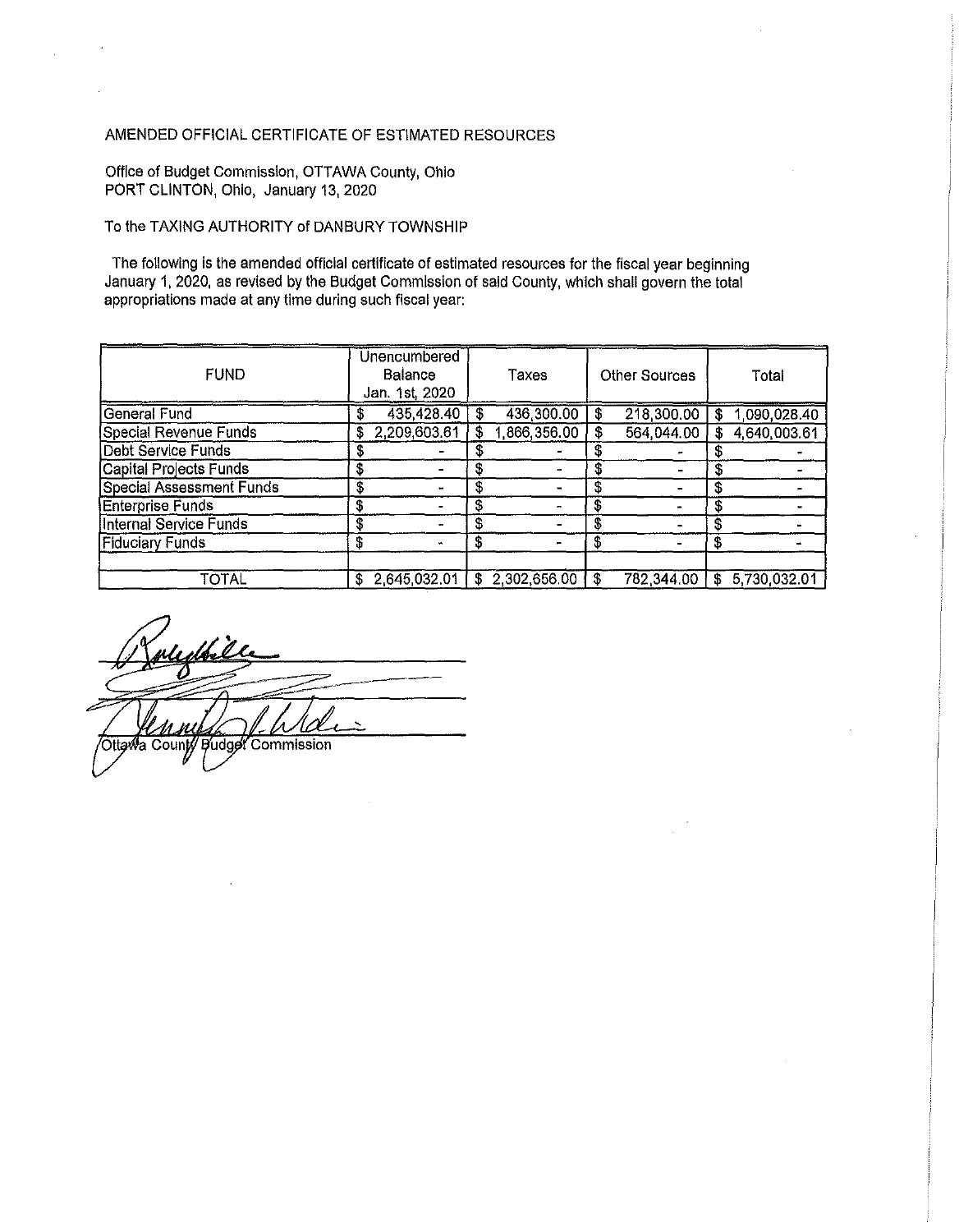AMENDED OFFICIAL CERTIFICATE OF ESTIMATED RESOURCES

Office of Budget Commission, OTTAWA County, Ohio
PORT CLINTON, Ohio, January 13, 2020

To the TAXING AUTHORITY of DANBURY TOWNSHIP

The following is the amended official certificate of estimated resources for the fiscal year beginning January 1, 2020, as revised by the Budget Commission of said County, which shall govern the total appropriations made at any time during such fiscal year:

| FUND | Unencumbered Balance Jan. 1st, 2020 | Taxes | Other Sources | Total |
|---|---|---|---|---|
| General Fund | $ 435,428.40 | $ 436,300.00 | $ 218,300.00 | $ 1,090,028.40 |
| Special Revenue Funds | $ 2,209,603.61 | $ 1,866,356.00 | $ 564,044.00 | $ 4,640,003.61 |
| Debt Service Funds | $ - | $ - | $ - | $ - |
| Capital Projects Funds | $ - | $ - | $ - | $ - |
| Special Assessment Funds | $ - | $ - | $ - | $ - |
| Enterprise Funds | $ - | $ - | $ - | $ - |
| Internal Service Funds | $ - | $ - | $ - | $ - |
| Fiduciary Funds | $ - | $ - | $ - | $ - |
| | | | | |
| TOTAL | $ 2,645,032.01 | $ 2,302,656.00 | $ 782,344.00 | $ 5,730,032.01 |

Ottawa County Budget Commission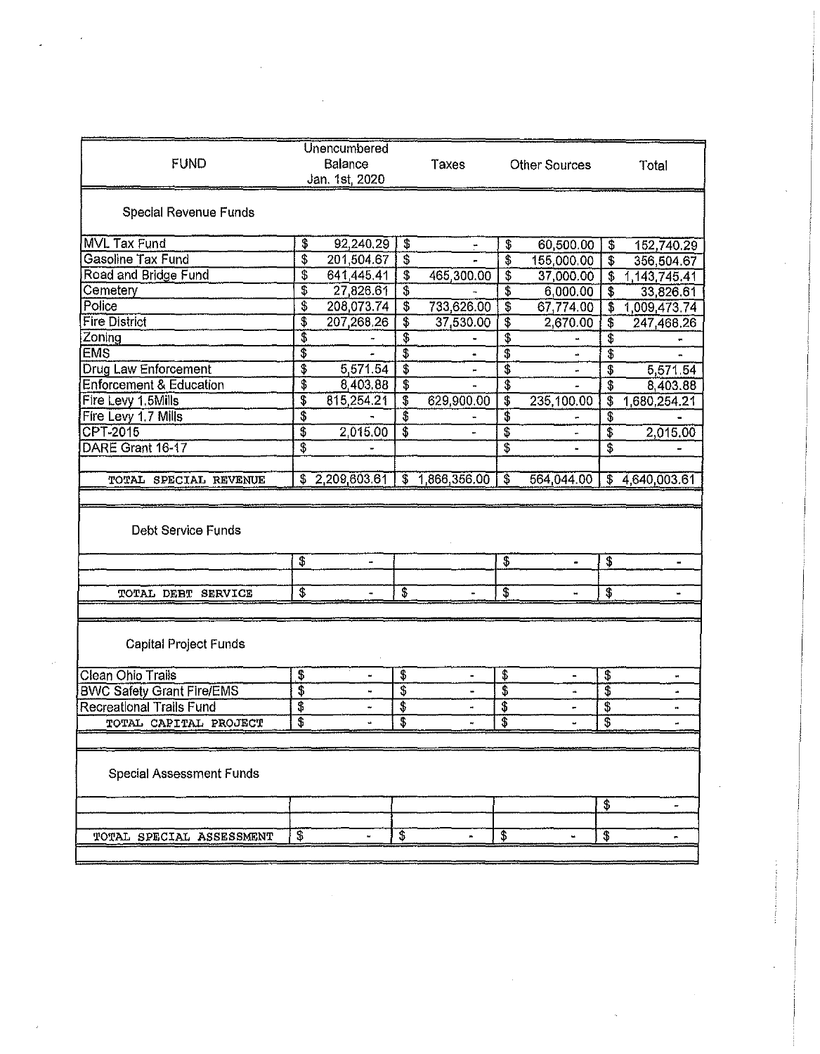| FUND | Unencumbered Balance Jan. 1st, 2020 | Taxes | Other Sources | Total |
|---|---|---|---|---|
| Special Revenue Funds | | | | |
| MVL Tax Fund | $ 92,240.29 | $ - | $ 60,500.00 | $ 152,740.29 |
| Gasoline Tax Fund | $ 201,504.67 | $ - | $ 155,000.00 | $ 356,504.67 |
| Road and Bridge Fund | $ 641,445.41 | $ 465,300.00 | $ 37,000.00 | $ 1,143,745.41 |
| Cemetery | $ 27,826.61 | $ - | $ 6,000.00 | $ 33,826.61 |
| Police | $ 208,073.74 | $ 733,626.00 | $ 67,774.00 | $ 1,009,473.74 |
| Fire District | $ 207,268.26 | $ 37,530.00 | $ 2,670.00 | $ 247,468.26 |
| Zoning | $ - | $ - | $ - | $ - |
| EMS | $ - | $ - | $ - | $ - |
| Drug Law Enforcement | $ 5,571.54 | $ - | $ - | $ 5,571.54 |
| Enforcement & Education | $ 8,403.88 | $ - | $ - | $ 8,403.88 |
| Fire Levy 1.5Mills | $ 815,254.21 | $ 629,900.00 | $ 235,100.00 | $ 1,680,254.21 |
| Fire Levy 1.7 Mills | $ - | $ - | $ - | $ - |
| CPT-2015 | $ 2,015.00 | $ - | $ - | $ 2,015.00 |
| DARE Grant 16-17 | $ - | | $ - | $ - |
| TOTAL SPECIAL REVENUE | $ 2,209,603.61 | $ 1,866,356.00 | $ 564,044.00 | $ 4,640,003.61 |
| Debt Service Funds | | | | |
| | $ - | | $ - | $ - |
| TOTAL DEBT SERVICE | $ - | $ - | $ - | $ - |
| Capital Project Funds | | | | |
| Clean Ohio Trails | $ - | $ - | $ - | $ - |
| BWC Safety Grant Fire/EMS | $ - | $ - | $ - | $ - |
| Recreational Trails Fund | $ - | $ - | $ - | $ - |
| TOTAL CAPITAL PROJECT | $ - | $ - | $ - | $ - |
| Special Assessment Funds | | | | |
| | | | | $ - |
| TOTAL SPECIAL ASSESSMENT | $ - | $ - | $ - | $ - |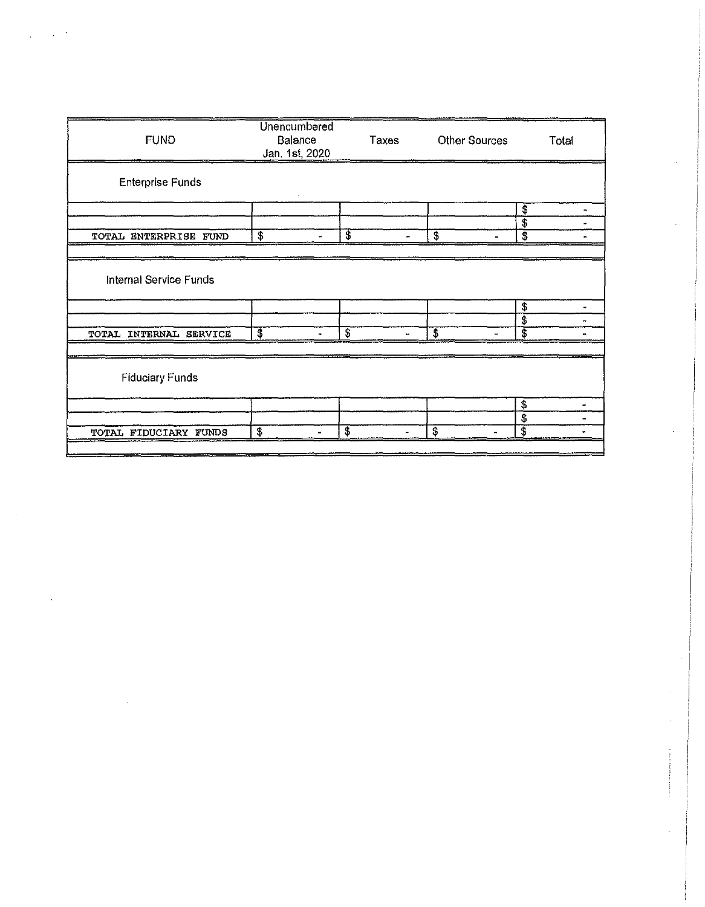| FUND | Unencumbered Balance Jan. 1st, 2020 | Taxes | Other Sources | Total |
|---|---|---|---|---|
| Enterprise Funds | | | | |
| | | | | $ - |
| | | | | $ - |
| TOTAL ENTERPRISE FUND | $ - | $ - | $ - | $ - |
| | | | | |
| Internal Service Funds | | | | |
| | | | | $ - |
| | | | | $ - |
| TOTAL INTERNAL SERVICE | $ - | $ - | $ - | $ - |
| | | | | |
| Fiduciary Funds | | | | |
| | | | | $ - |
| | | | | $ - |
| TOTAL FIDUCIARY FUNDS | $ - | $ - | $ - | $ - |